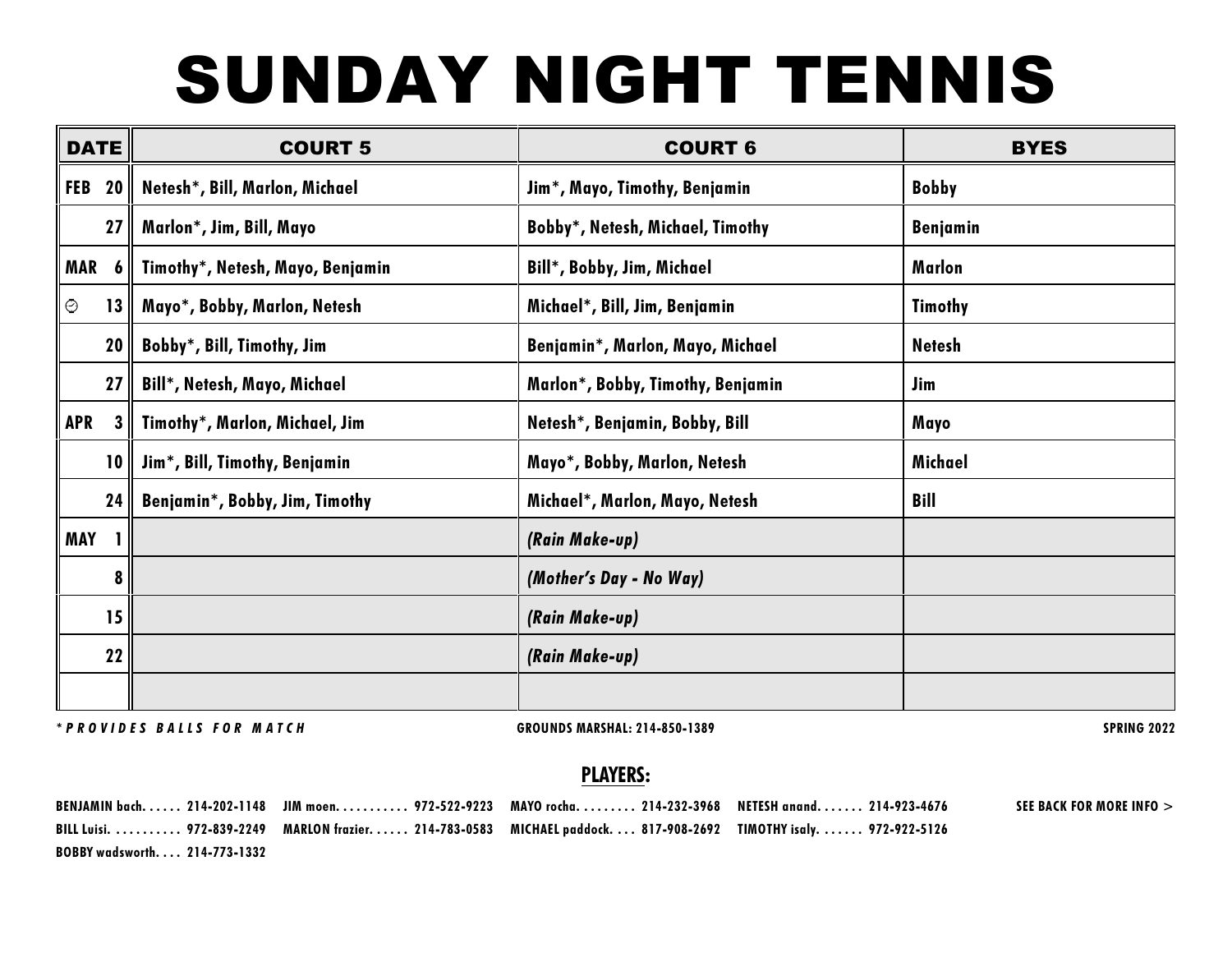# SUNDAY NIGHT TENNIS

| DATE | COURT 5 | COURT 6 | BYES |
|---|---|---|---|
| FEB 20 | Netesh*, Bill, Marlon, Michael | Jim*, Mayo, Timothy, Benjamin | Bobby |
| 27 | Marlon*, Jim, Bill, Mayo | Bobby*, Netesh, Michael, Timothy | Benjamin |
| MAR 6 | Timothy*, Netesh, Mayo, Benjamin | Bill*, Bobby, Jim, Michael | Marlon |
| ⏲ 13 | Mayo*, Bobby, Marlon, Netesh | Michael*, Bill, Jim, Benjamin | Timothy |
| 20 | Bobby*, Bill, Timothy, Jim | Benjamin*, Marlon, Mayo, Michael | Netesh |
| 27 | Bill*, Netesh, Mayo, Michael | Marlon*, Bobby, Timothy, Benjamin | Jim |
| APR 3 | Timothy*, Marlon, Michael, Jim | Netesh*, Benjamin, Bobby, Bill | Mayo |
| 10 | Jim*, Bill, Timothy, Benjamin | Mayo*, Bobby, Marlon, Netesh | Michael |
| 24 | Benjamin*, Bobby, Jim, Timothy | Michael*, Marlon, Mayo, Netesh | Bill |
| MAY 1 | | *(Rain Make-up)* | |
| 8 | | *(Mother's Day - No Way)* | |
| 15 | | *(Rain Make-up)* | |
| 22 | | *(Rain Make-up)* | |
| | | | |

*\*PROVIDES BALLS FOR MATCH*

GROUNDS MARSHAL: 214-850-1389

SPRING 2022

## PLAYERS:

BENJAMIN bach. . . . . . 214-202-1148
JIM moen. . . . . . . . . . 972-522-9223
MAYO rocha. . . . . . . . . 214-232-3968
NETESH anand. . . . . . . 214-923-4676
BILL Luisi. . . . . . . . . . 972-839-2249
MARLON frazier. . . . . . 214-783-0583
MICHAEL paddock. . . . 817-908-2692
TIMOTHY isaly. . . . . . . 972-922-5126
BOBBY wadsworth. . . . 214-773-1332

SEE BACK FOR MORE INFO >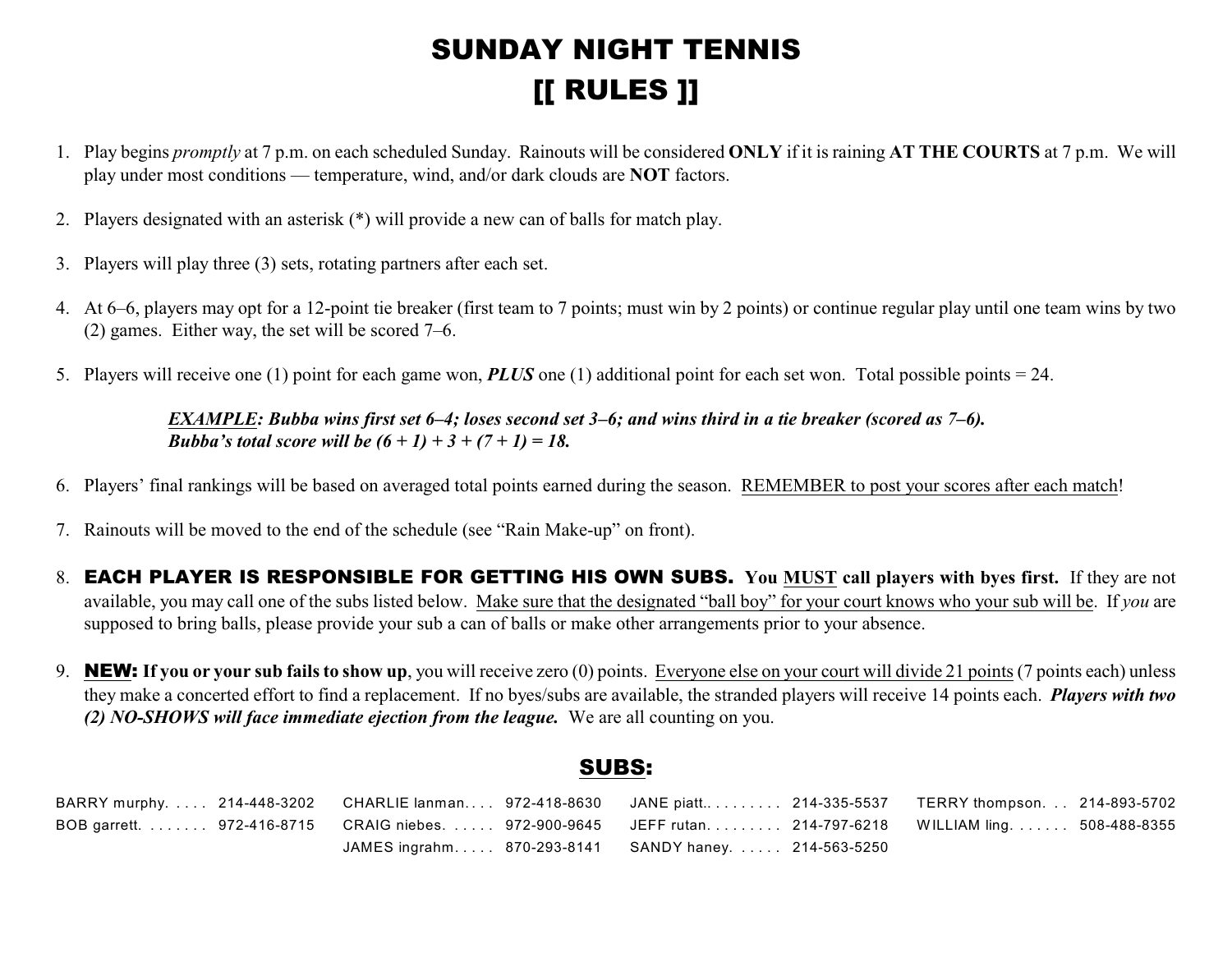# SUNDAY NIGHT TENNIS
# [[ RULES ]]

1. Play begins *promptly* at 7 p.m. on each scheduled Sunday. Rainouts will be considered **ONLY** if it is raining **AT THE COURTS** at 7 p.m. We will play under most conditions — temperature, wind, and/or dark clouds are **NOT** factors.

2. Players designated with an asterisk (*) will provide a new can of balls for match play.

3. Players will play three (3) sets, rotating partners after each set.

4. At 6–6, players may opt for a 12-point tie breaker (first team to 7 points; must win by 2 points) or continue regular play until one team wins by two (2) games. Either way, the set will be scored 7–6.

5. Players will receive one (1) point for each game won, ***PLUS*** one (1) additional point for each set won. Total possible points = 24.

   ***EXAMPLE*: Bubba wins first set 6–4; loses second set 3–6; and wins third in a tie breaker (scored as 7–6). Bubba's total score will be (6 + 1) + 3 + (7 + 1) = 18.**

6. Players' final rankings will be based on averaged total points earned during the season. REMEMBER to post your scores after each match!

7. Rainouts will be moved to the end of the schedule (see "Rain Make-up" on front).

8. **EACH PLAYER IS RESPONSIBLE FOR GETTING HIS OWN SUBS. You MUST call players with byes first.** If they are not available, you may call one of the subs listed below. Make sure that the designated "ball boy" for your court knows who your sub will be. If *you* are supposed to bring balls, please provide your sub a can of balls or make other arrangements prior to your absence.

9. **NEW: If you or your sub fails to show up**, you will receive zero (0) points. Everyone else on your court will divide 21 points (7 points each) unless they make a concerted effort to find a replacement. If no byes/subs are available, the stranded players will receive 14 points each. ***Players with two (2) NO-SHOWS will face immediate ejection from the league.*** We are all counting on you.

## SUBS:

BARRY murphy. . . . . 214-448-3202
BOB garrett. . . . . . . . 972-416-8715
CHARLIE lanman. . . . 972-418-8630
CRAIG niebes. . . . . . 972-900-9645
JAMES ingrahm. . . . . 870-293-8141
JANE piatt.. . . . . . . . . 214-335-5537
JEFF rutan. . . . . . . . . 214-797-6218
SANDY haney. . . . . . 214-563-5250
TERRY thompson. . . 214-893-5702
WILLIAM ling. . . . . . . 508-488-8355